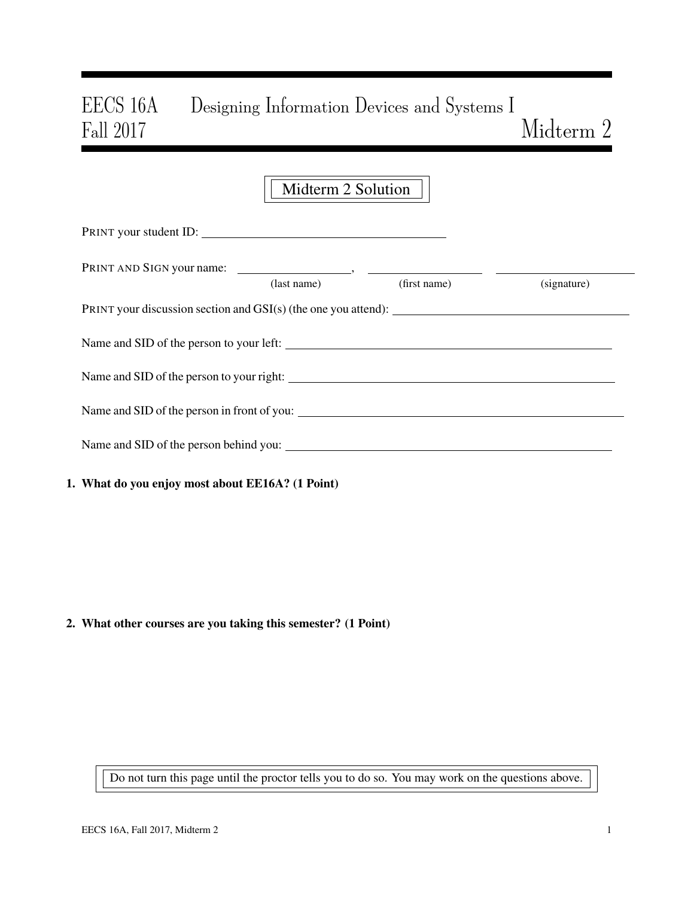# EECS 16A Designing Information Devices and Systems I
# Fall 2017 Midterm 2

**Midterm 2 Solution**

PRINT your student ID: ________________________________

PRINT AND SIGN your name: ________________, ________________ ________________
(last name) (first name) (signature)

PRINT your discussion section and GSI(s) (the one you attend): ________________________________

Name and SID of the person to your left: ________________________________

Name and SID of the person to your right: ________________________________

Name and SID of the person in front of you: ________________________________

Name and SID of the person behind you: ________________________________

**1. What do you enjoy most about EE16A? (1 Point)**

**2. What other courses are you taking this semester? (1 Point)**

Do not turn this page until the proctor tells you to do so. You may work on the questions above.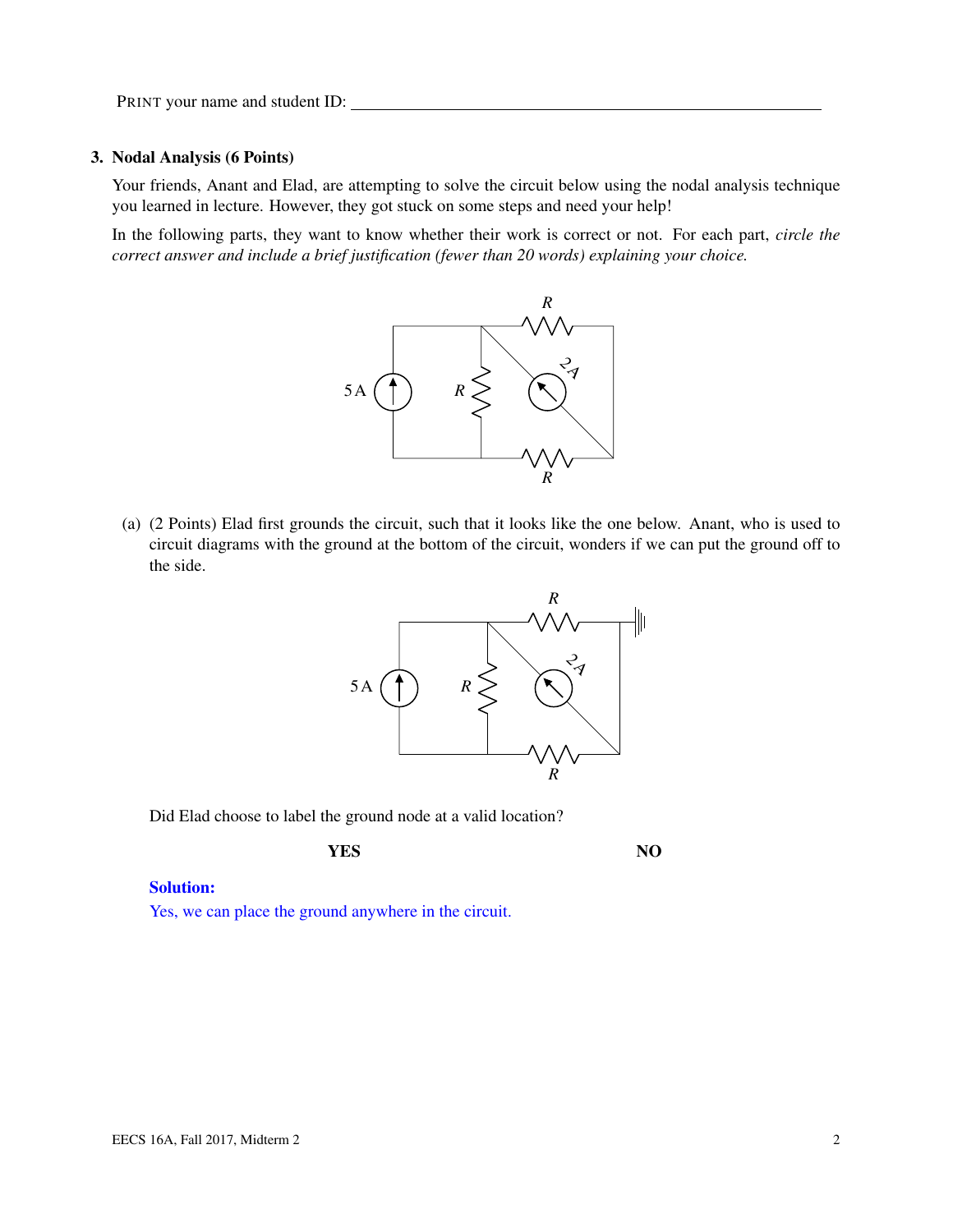### 3. Nodal Analysis (6 Points)

Your friends, Anant and Elad, are attempting to solve the circuit below using the nodal analysis technique you learned in lecture. However, they got stuck on some steps and need your help!

In the following parts, they want to know whether their work is correct or not. For each part, *circle the correct answer and include a brief justification (fewer than 20 words) explaining your choice.*

(a) (2 Points) Elad first grounds the circuit, such that it looks like the one below. Anant, who is used to circuit diagrams with the ground at the bottom of the circuit, wonders if we can put the ground off to the side.

Did Elad choose to label the ground node at a valid location?

**YES** **NO**

**Solution:**

Yes, we can place the ground anywhere in the circuit.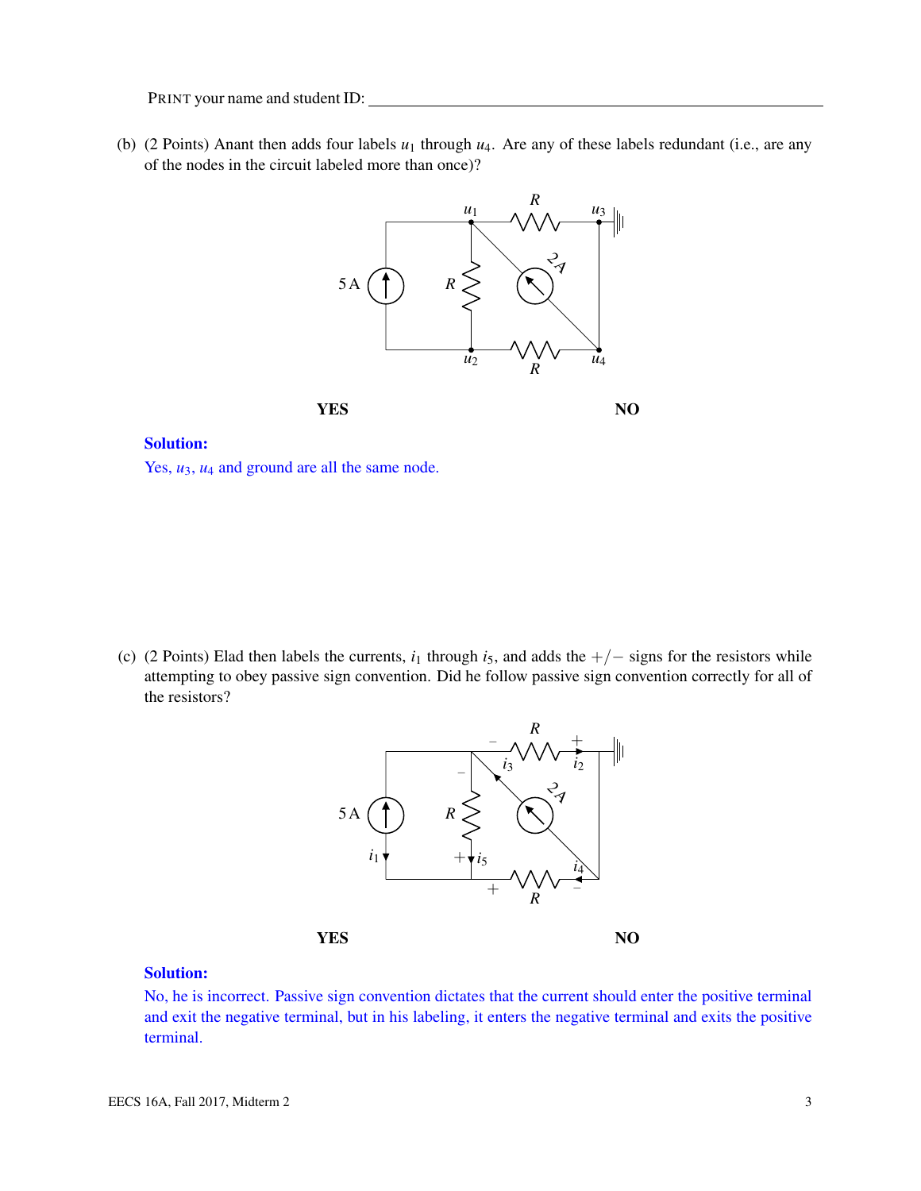PRINT your name and student ID: ________________________________

(b) (2 Points) Anant then adds four labels $u_1$ through $u_4$. Are any of these labels redundant (i.e., are any of the nodes in the circuit labeled more than once)?

**YES** **NO**

**Solution:**

Yes, $u_3$, $u_4$ and ground are all the same node.

(c) (2 Points) Elad then labels the currents, $i_1$ through $i_5$, and adds the $+/-$ signs for the resistors while attempting to obey passive sign convention. Did he follow passive sign convention correctly for all of the resistors?

**YES** **NO**

**Solution:**

No, he is incorrect. Passive sign convention dictates that the current should enter the positive terminal and exit the negative terminal, but in his labeling, it enters the negative terminal and exits the positive terminal.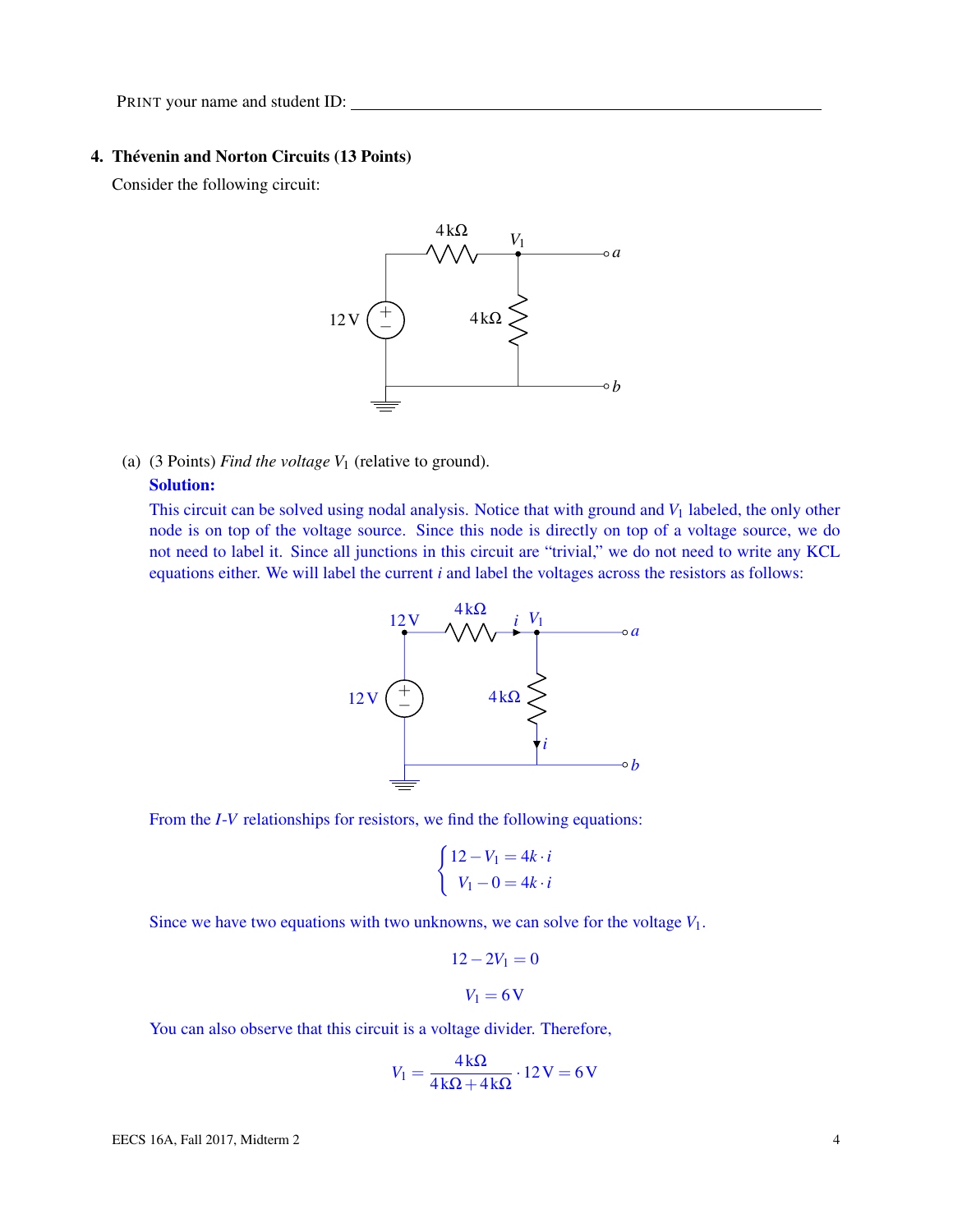PRINT your name and student ID: ______________________________

## 4. Thévenin and Norton Circuits (13 Points)

Consider the following circuit:

(a) (3 Points) *Find the voltage* $V_1$ (relative to ground).

**Solution:**

This circuit can be solved using nodal analysis. Notice that with ground and $V_1$ labeled, the only other node is on top of the voltage source. Since this node is directly on top of a voltage source, we do not need to label it. Since all junctions in this circuit are "trivial," we do not need to write any KCL equations either. We will label the current $i$ and label the voltages across the resistors as follows:

From the *I*-*V* relationships for resistors, we find the following equations:

$$\begin{cases} 12 - V_1 = 4k \cdot i \\ V_1 - 0 = 4k \cdot i \end{cases}$$

Since we have two equations with two unknowns, we can solve for the voltage $V_1$.

$$12 - 2V_1 = 0$$

$$V_1 = 6\,\text{V}$$

You can also observe that this circuit is a voltage divider. Therefore,

$$V_1 = \frac{4\,\text{k}\Omega}{4\,\text{k}\Omega + 4\,\text{k}\Omega} \cdot 12\,\text{V} = 6\,\text{V}$$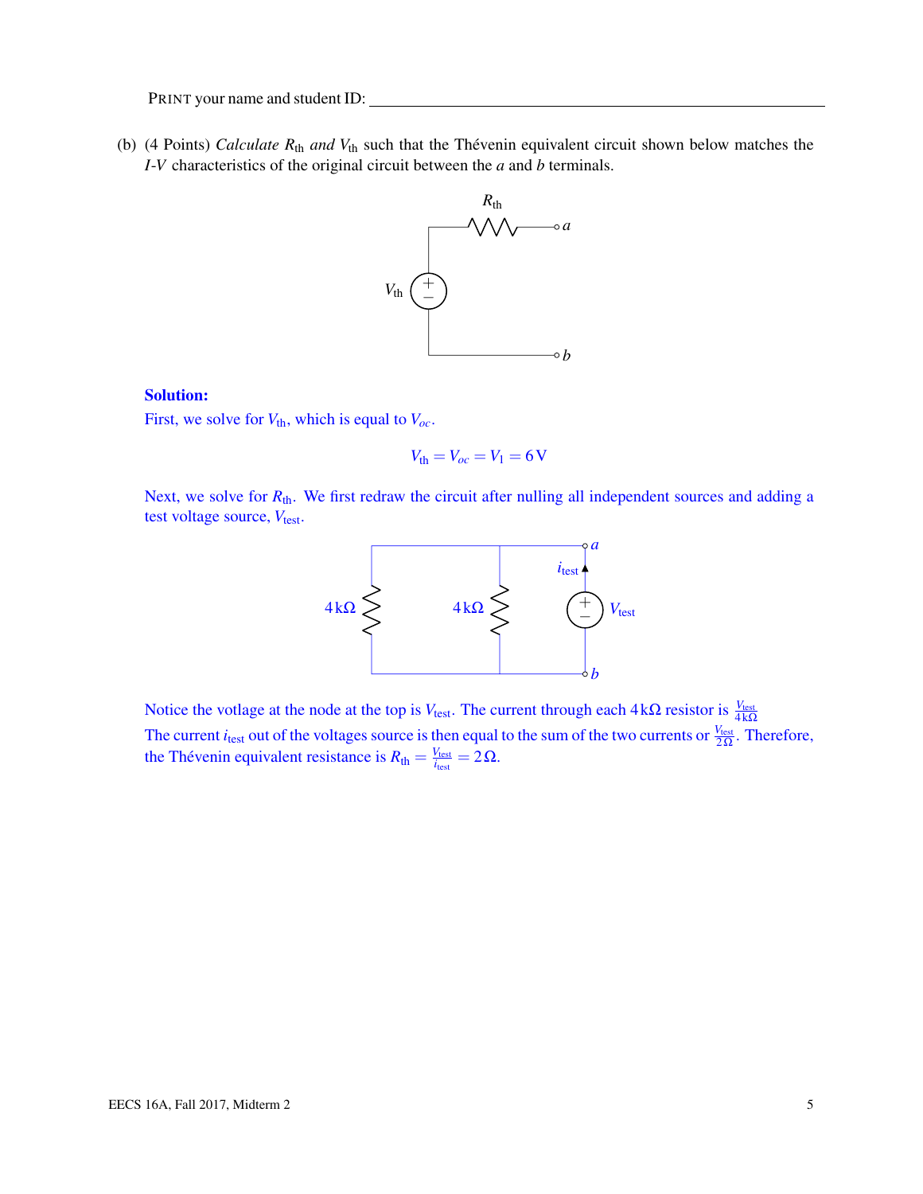PRINT your name and student ID: \_\_\_\_\_\_\_\_\_\_\_\_\_\_\_\_\_\_\_\_\_\_\_\_\_\_\_\_\_\_\_\_\_\_\_\_\_\_\_\_

(b) (4 Points) *Calculate* $R_{\text{th}}$ *and* $V_{\text{th}}$ such that the Thévenin equivalent circuit shown below matches the *I-V* characteristics of the original circuit between the *a* and *b* terminals.

**Solution:**

First, we solve for $V_{\text{th}}$, which is equal to $V_{oc}$.

$$V_{\text{th}} = V_{oc} = V_1 = 6\,\text{V}$$

Next, we solve for $R_{\text{th}}$. We first redraw the circuit after nulling all independent sources and adding a test voltage source, $V_{\text{test}}$.

Notice the votlage at the node at the top is $V_{\text{test}}$. The current through each $4\,\text{k}\Omega$ resistor is $\frac{V_{\text{test}}}{4\,\text{k}\Omega}$

The current $i_{\text{test}}$ out of the voltages source is then equal to the sum of the two currents or $\frac{V_{\text{test}}}{2\,\Omega}$. Therefore, the Thévenin equivalent resistance is $R_{\text{th}} = \frac{V_{\text{test}}}{i_{\text{test}}} = 2\,\Omega$.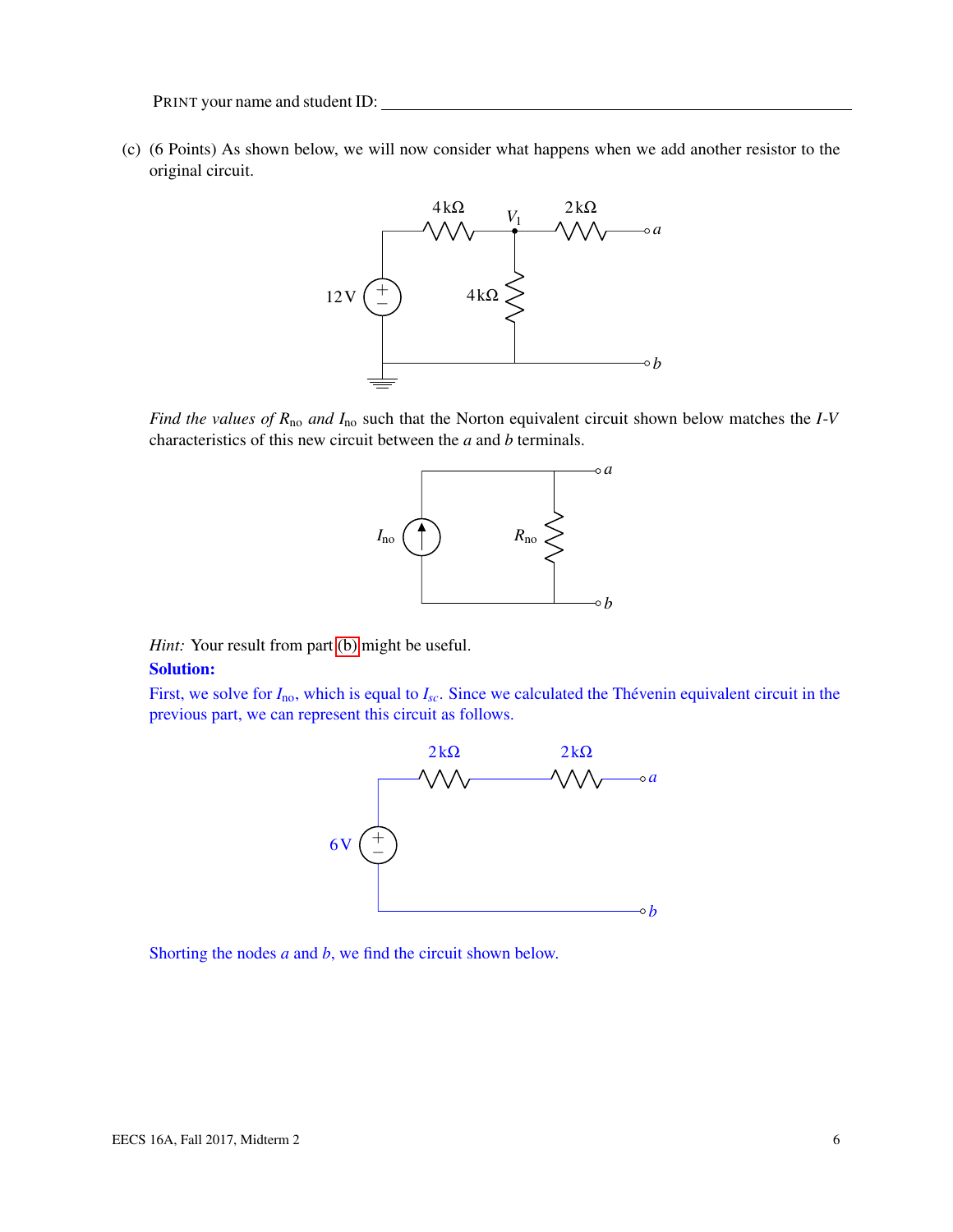(c) (6 Points) As shown below, we will now consider what happens when we add another resistor to the original circuit.

*Find the values of* $R_{\text{no}}$ *and* $I_{\text{no}}$ such that the Norton equivalent circuit shown below matches the $I$-$V$ characteristics of this new circuit between the $a$ and $b$ terminals.

*Hint:* Your result from part (b) might be useful.

**Solution:**

First, we solve for $I_{\text{no}}$, which is equal to $I_{sc}$. Since we calculated the Thévenin equivalent circuit in the previous part, we can represent this circuit as follows.

Shorting the nodes $a$ and $b$, we find the circuit shown below.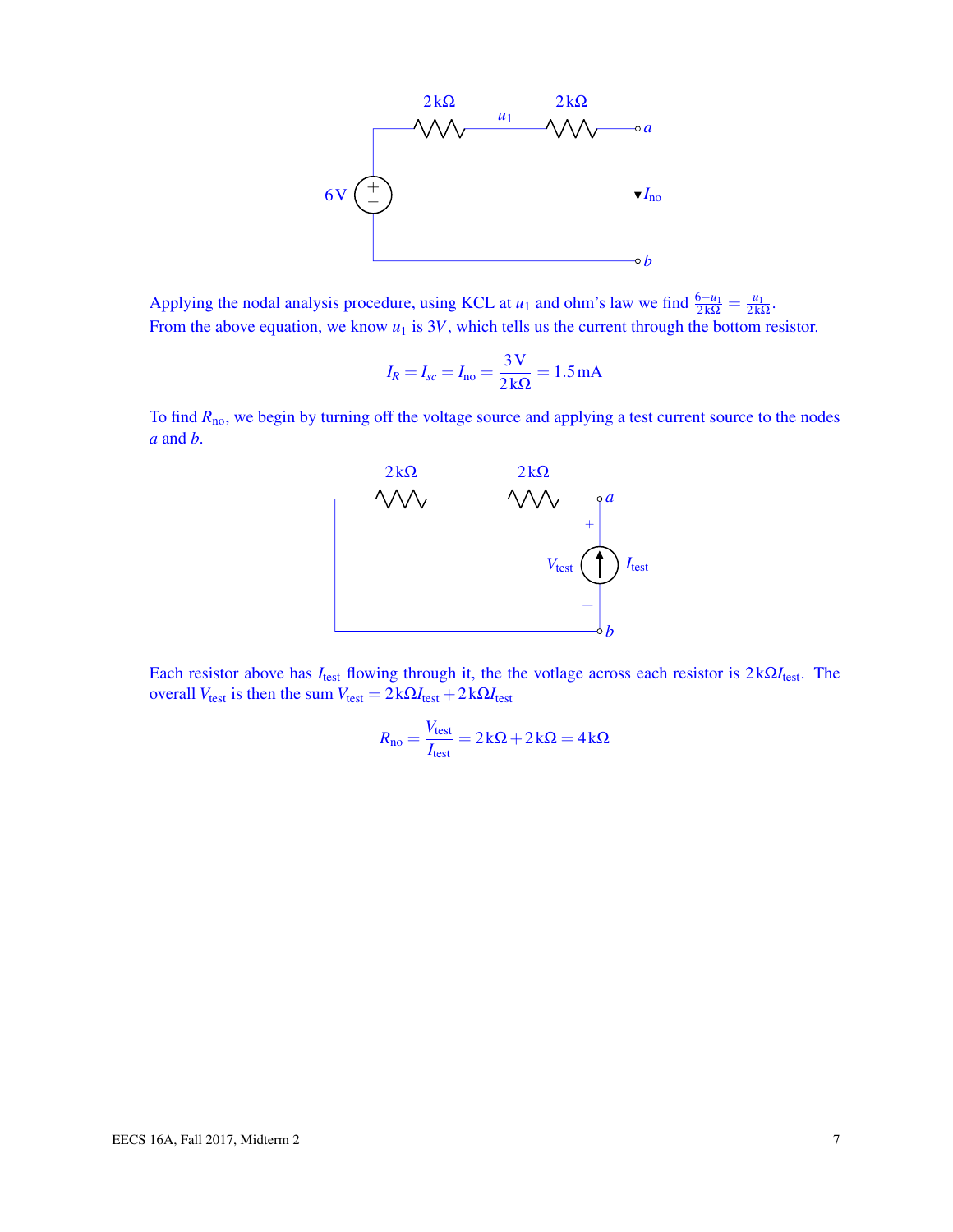Applying the nodal analysis procedure, using KCL at $u_1$ and ohm's law we find $\frac{6-u_1}{2\,\text{k}\Omega} = \frac{u_1}{2\,\text{k}\Omega}$. From the above equation, we know $u_1$ is $3V$, which tells us the current through the bottom resistor.

$$I_R = I_{sc} = I_{\text{no}} = \frac{3\,\text{V}}{2\,\text{k}\Omega} = 1.5\,\text{mA}$$

To find $R_{\text{no}}$, we begin by turning off the voltage source and applying a test current source to the nodes $a$ and $b$.

Each resistor above has $I_{\text{test}}$ flowing through it, the the votlage across each resistor is $2\,\text{k}\Omega I_{\text{test}}$. The overall $V_{\text{test}}$ is then the sum $V_{\text{test}} = 2\,\text{k}\Omega I_{\text{test}} + 2\,\text{k}\Omega I_{\text{test}}$

$$R_{\text{no}} = \frac{V_{\text{test}}}{I_{\text{test}}} = 2\,\text{k}\Omega + 2\,\text{k}\Omega = 4\,\text{k}\Omega$$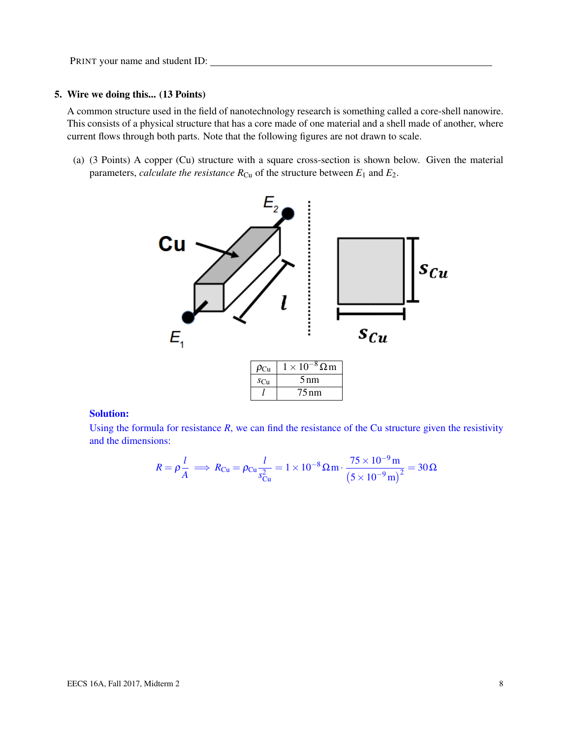PRINT your name and student ID: \_\_\_\_\_\_\_\_\_\_\_\_\_\_\_\_\_\_\_\_\_\_\_\_\_\_\_\_\_\_\_\_\_\_\_\_\_\_\_\_

## 5. Wire we doing this... (13 Points)

A common structure used in the field of nanotechnology research is something called a core-shell nanowire. This consists of a physical structure that has a core made of one material and a shell made of another, where current flows through both parts. Note that the following figures are not drawn to scale.

(a) (3 Points) A copper (Cu) structure with a square cross-section is shown below. Given the material parameters, *calculate the resistance* $R_{\text{Cu}}$ of the structure between $E_1$ and $E_2$.

| | |
|---|---|
| $\rho_{\text{Cu}}$ | $1 \times 10^{-8}\,\Omega\,\text{m}$ |
| $s_{\text{Cu}}$ | $5\,\text{nm}$ |
| $l$ | $75\,\text{nm}$ |

**Solution:**

Using the formula for resistance $R$, we can find the resistance of the Cu structure given the resistivity and the dimensions:

$$R = \rho \frac{l}{A} \implies R_{\text{Cu}} = \rho_{\text{Cu}} \frac{l}{s_{\text{Cu}}^2} = 1 \times 10^{-8}\,\Omega\,\text{m} \cdot \frac{75 \times 10^{-9}\,\text{m}}{\left(5 \times 10^{-9}\,\text{m}\right)^2} = 30\,\Omega$$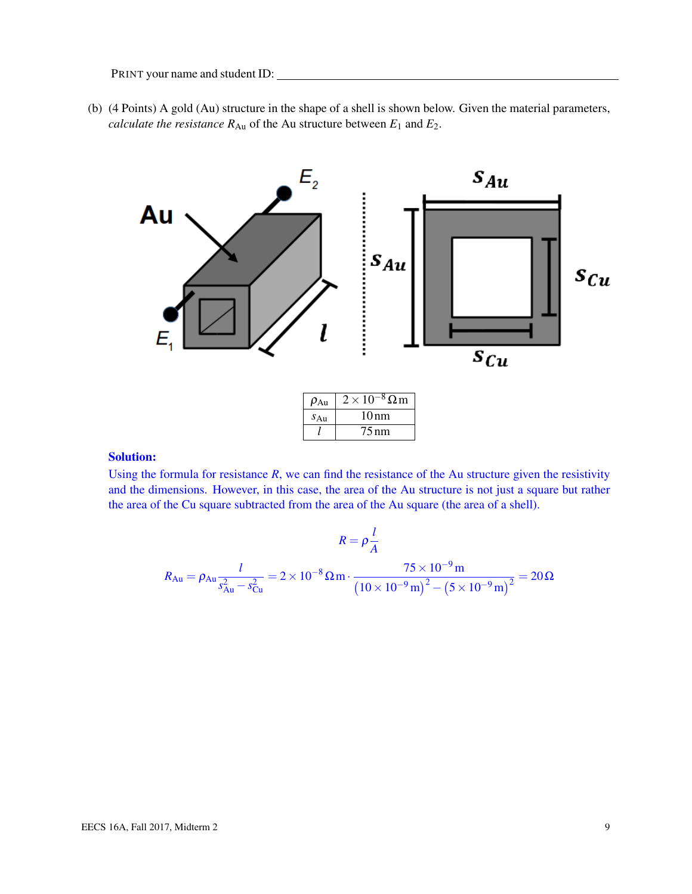PRINT your name and student ID: ______________________________

(b) (4 Points) A gold (Au) structure in the shape of a shell is shown below. Given the material parameters, *calculate the resistance* $R_{\text{Au}}$ of the Au structure between $E_1$ and $E_2$.

| $\rho_{\text{Au}}$ | $2 \times 10^{-8}\,\Omega\text{m}$ |
|---|---|
| $s_{\text{Au}}$ | $10\,\text{nm}$ |
| $l$ | $75\,\text{nm}$ |

**Solution:**

Using the formula for resistance $R$, we can find the resistance of the Au structure given the resistivity and the dimensions. However, in this case, the area of the Au structure is not just a square but rather the area of the Cu square subtracted from the area of the Au square (the area of a shell).

$$R = \rho \frac{l}{A}$$

$$R_{\text{Au}} = \rho_{\text{Au}} \frac{l}{s_{\text{Au}}^2 - s_{\text{Cu}}^2} = 2 \times 10^{-8}\,\Omega\text{m} \cdot \frac{75 \times 10^{-9}\,\text{m}}{\left(10 \times 10^{-9}\,\text{m}\right)^2 - \left(5 \times 10^{-9}\,\text{m}\right)^2} = 20\,\Omega$$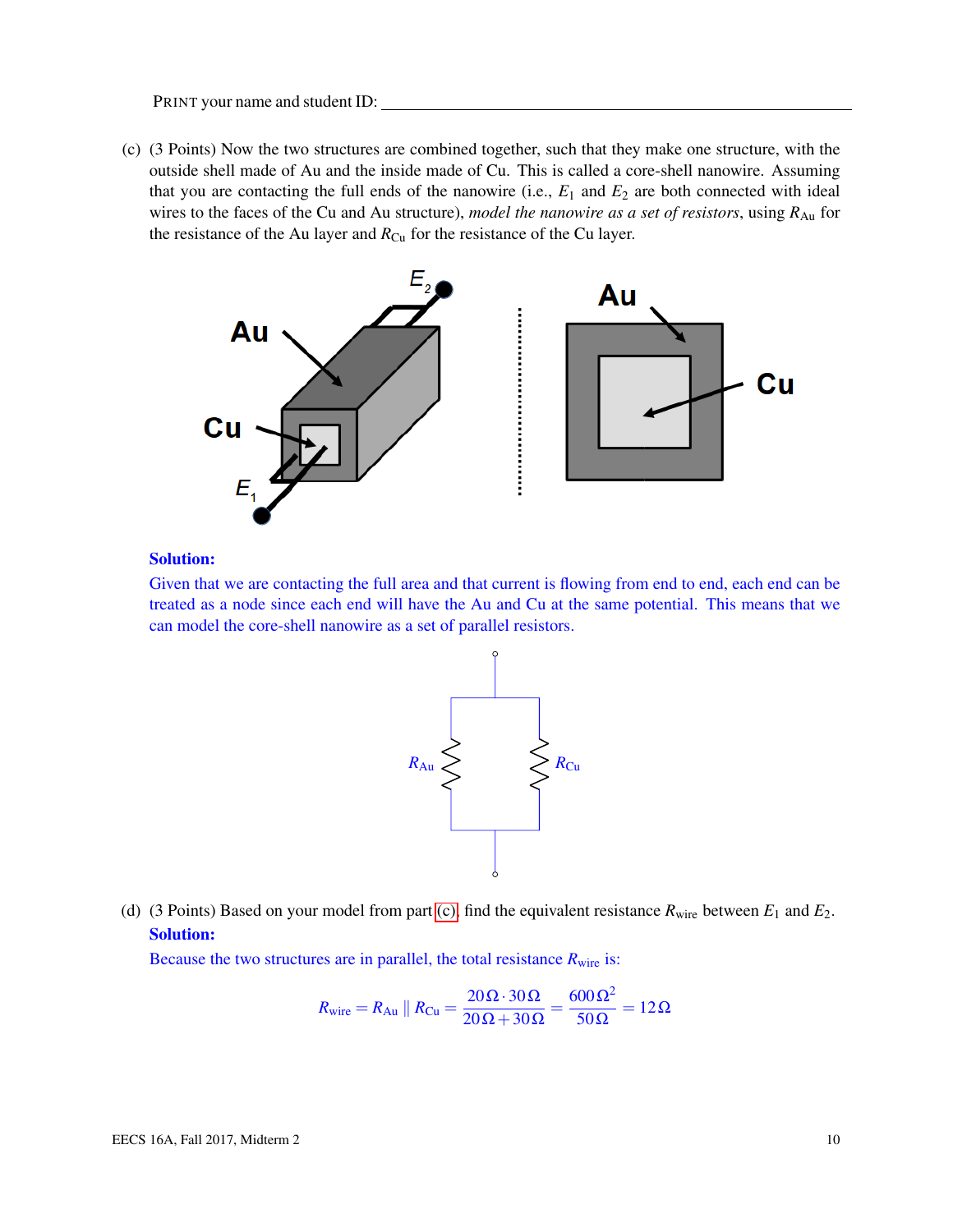PRINT your name and student ID: ___________________________________________

(c) (3 Points) Now the two structures are combined together, such that they make one structure, with the outside shell made of Au and the inside made of Cu. This is called a core-shell nanowire. Assuming that you are contacting the full ends of the nanowire (i.e., $E_1$ and $E_2$ are both connected with ideal wires to the faces of the Cu and Au structure), *model the nanowire as a set of resistors*, using $R_{\text{Au}}$ for the resistance of the Au layer and $R_{\text{Cu}}$ for the resistance of the Cu layer.

**Solution:**

Given that we are contacting the full area and that current is flowing from end to end, each end can be treated as a node since each end will have the Au and Cu at the same potential. This means that we can model the core-shell nanowire as a set of parallel resistors.

(d) (3 Points) Based on your model from part (c), find the equivalent resistance $R_{\text{wire}}$ between $E_1$ and $E_2$.

**Solution:**

Because the two structures are in parallel, the total resistance $R_{\text{wire}}$ is:

$$R_{\text{wire}} = R_{\text{Au}} \parallel R_{\text{Cu}} = \frac{20\,\Omega \cdot 30\,\Omega}{20\,\Omega + 30\,\Omega} = \frac{600\,\Omega^2}{50\,\Omega} = 12\,\Omega$$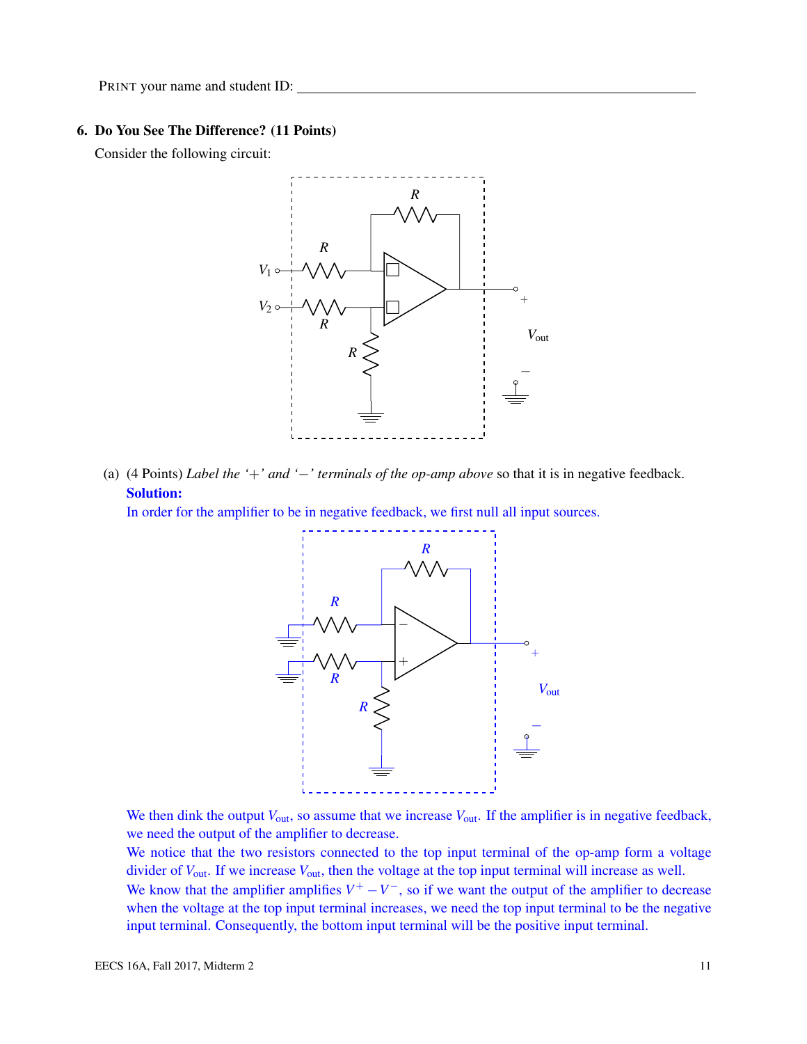PRINT your name and student ID: ___________________________________________

## 6. Do You See The Difference? (11 Points)

Consider the following circuit:

(a) (4 Points) *Label the '+' and '−' terminals of the op-amp above* so that it is in negative feedback.

**Solution:**

In order for the amplifier to be in negative feedback, we first null all input sources.

We then dink the output $V_{\text{out}}$, so assume that we increase $V_{\text{out}}$. If the amplifier is in negative feedback, we need the output of the amplifier to decrease.

We notice that the two resistors connected to the top input terminal of the op-amp form a voltage divider of $V_{\text{out}}$. If we increase $V_{\text{out}}$, then the voltage at the top input terminal will increase as well.

We know that the amplifier amplifies $V^+ - V^-$, so if we want the output of the amplifier to decrease when the voltage at the top input terminal increases, we need the top input terminal to be the negative input terminal. Consequently, the bottom input terminal will be the positive input terminal.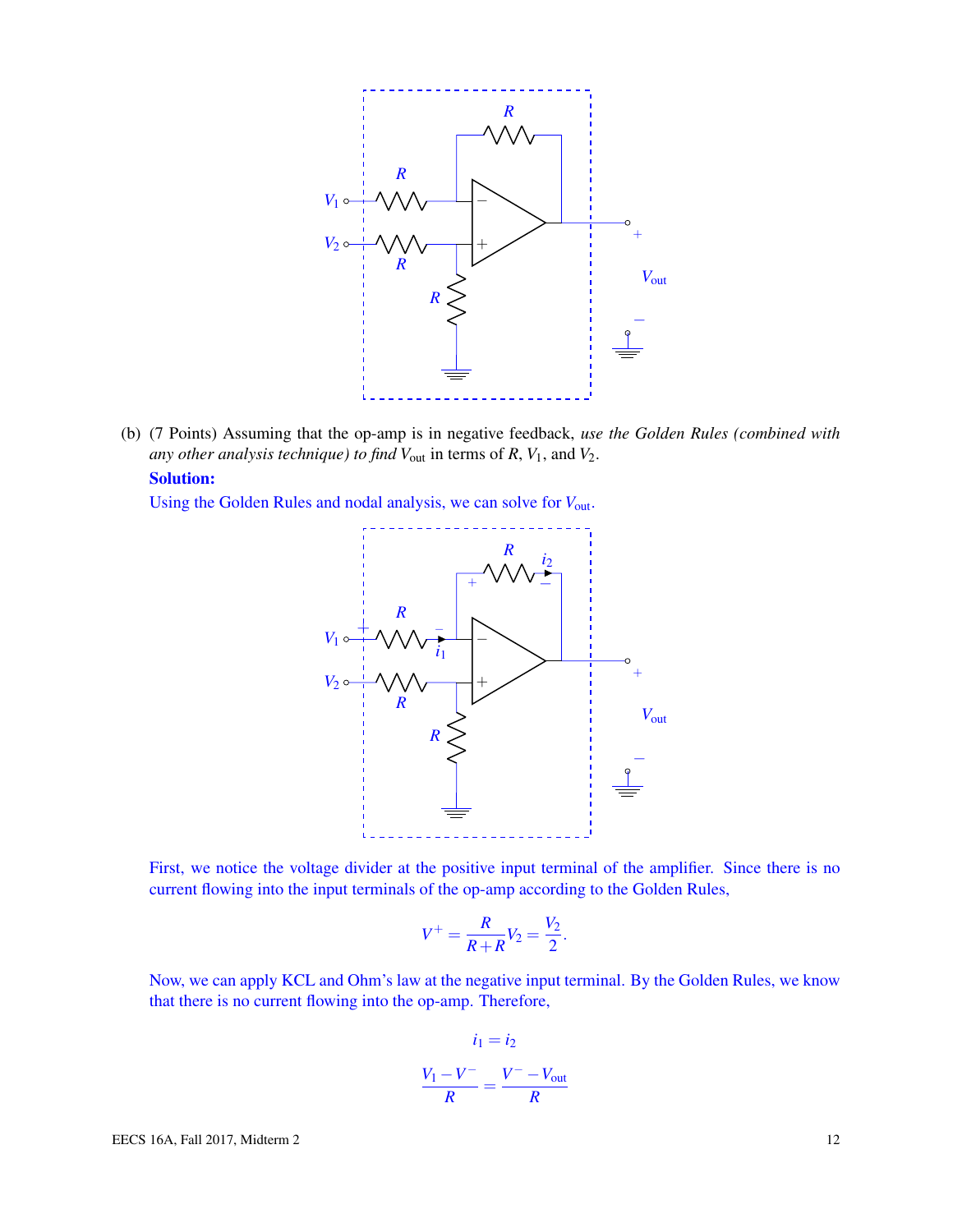(b) (7 Points) Assuming that the op-amp is in negative feedback, *use the Golden Rules (combined with any other analysis technique) to find* $V_{\text{out}}$ in terms of $R$, $V_1$, and $V_2$.

**Solution:**

Using the Golden Rules and nodal analysis, we can solve for $V_{\text{out}}$.

First, we notice the voltage divider at the positive input terminal of the amplifier. Since there is no current flowing into the input terminals of the op-amp according to the Golden Rules,

$$V^+ = \frac{R}{R+R} V_2 = \frac{V_2}{2}.$$

Now, we can apply KCL and Ohm's law at the negative input terminal. By the Golden Rules, we know that there is no current flowing into the op-amp. Therefore,

$$i_1 = i_2$$

$$\frac{V_1 - V^-}{R} = \frac{V^- - V_{\text{out}}}{R}$$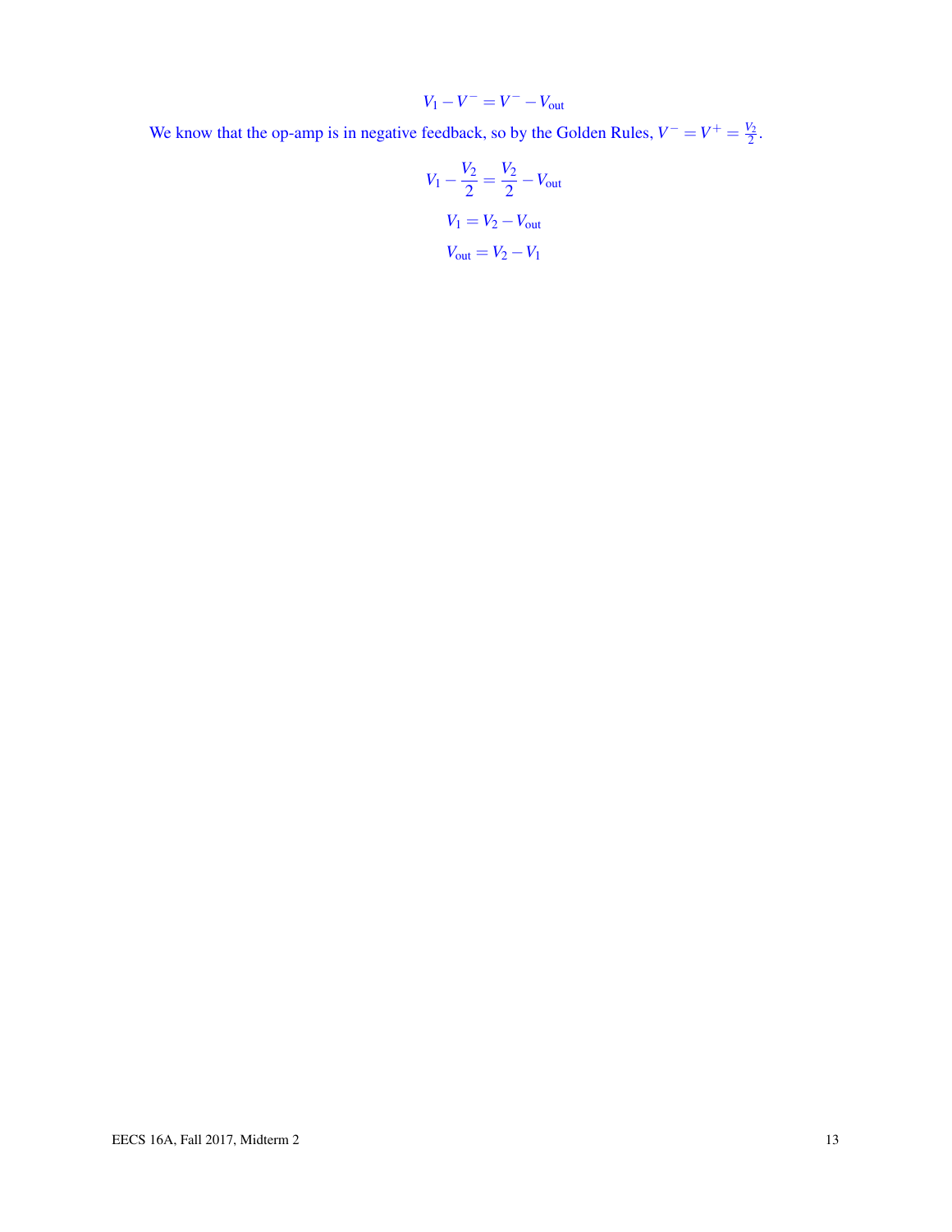$$V_1 - V^- = V^- - V_{\text{out}}$$

We know that the op-amp is in negative feedback, so by the Golden Rules, $V^- = V^+ = \frac{V_2}{2}$.

$$V_1 - \frac{V_2}{2} = \frac{V_2}{2} - V_{\text{out}}$$

$$V_1 = V_2 - V_{\text{out}}$$

$$V_{\text{out}} = V_2 - V_1$$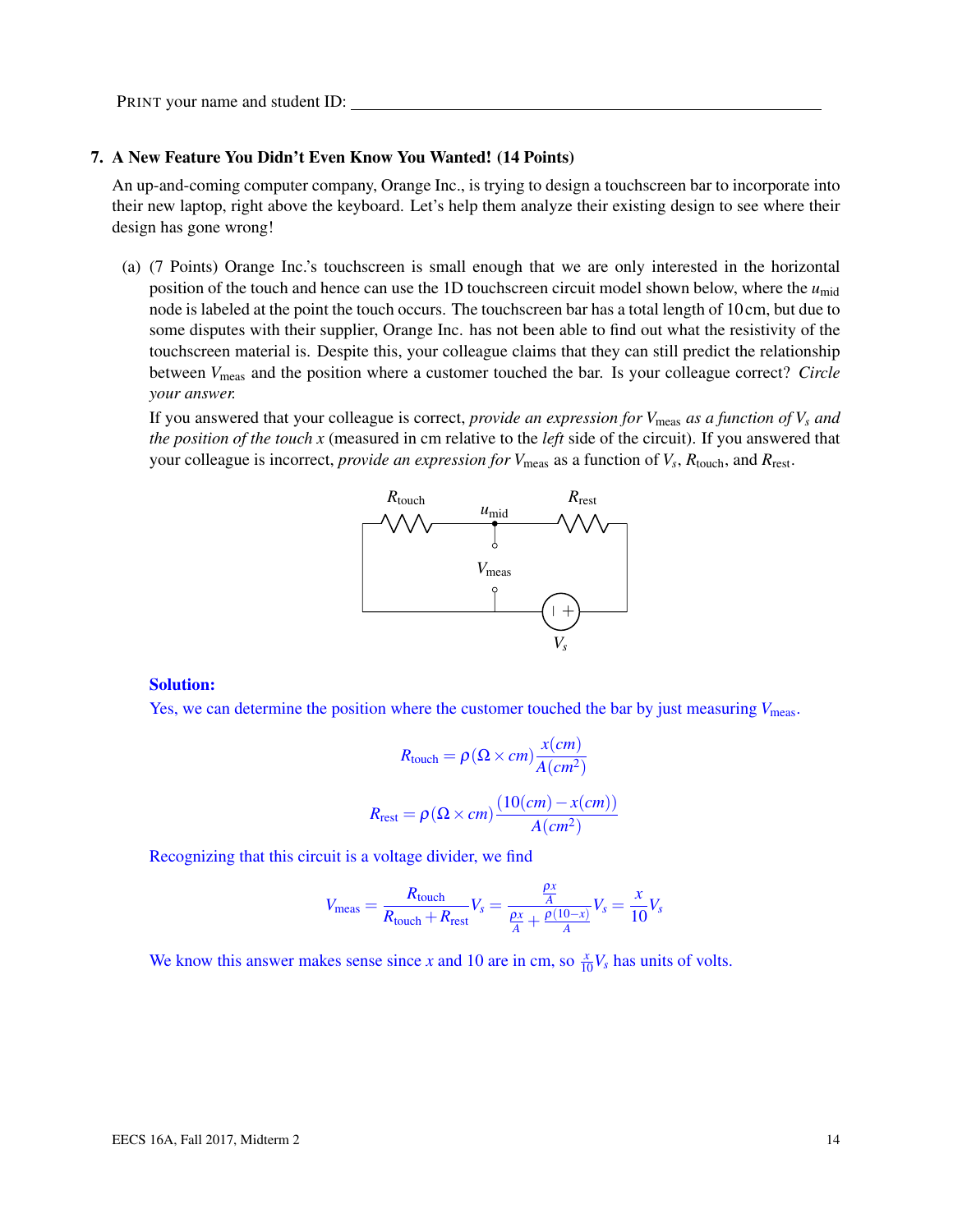PRINT your name and student ID: ____________________________________________

**7. A New Feature You Didn't Even Know You Wanted! (14 Points)**

An up-and-coming computer company, Orange Inc., is trying to design a touchscreen bar to incorporate into their new laptop, right above the keyboard. Let's help them analyze their existing design to see where their design has gone wrong!

(a) (7 Points) Orange Inc.'s touchscreen is small enough that we are only interested in the horizontal position of the touch and hence can use the 1D touchscreen circuit model shown below, where the $u_{\text{mid}}$ node is labeled at the point the touch occurs. The touchscreen bar has a total length of 10 cm, but due to some disputes with their supplier, Orange Inc. has not been able to find out what the resistivity of the touchscreen material is. Despite this, your colleague claims that they can still predict the relationship between $V_{\text{meas}}$ and the position where a customer touched the bar. Is your colleague correct? *Circle your answer.*

If you answered that your colleague is correct, *provide an expression for* $V_{\text{meas}}$ *as a function of* $V_s$ *and the position of the touch* $x$ (measured in cm relative to the *left* side of the circuit). If you answered that your colleague is incorrect, *provide an expression for* $V_{\text{meas}}$ as a function of $V_s$, $R_{\text{touch}}$, and $R_{\text{rest}}$.

**Solution:**

Yes, we can determine the position where the customer touched the bar by just measuring $V_{\text{meas}}$.

$$R_{\text{touch}} = \rho(\Omega \times cm)\frac{x(cm)}{A(cm^2)}$$

$$R_{\text{rest}} = \rho(\Omega \times cm)\frac{(10(cm) - x(cm))}{A(cm^2)}$$

Recognizing that this circuit is a voltage divider, we find

$$V_{\text{meas}} = \frac{R_{\text{touch}}}{R_{\text{touch}} + R_{\text{rest}}} V_s = \frac{\frac{\rho x}{A}}{\frac{\rho x}{A} + \frac{\rho(10-x)}{A}} V_s = \frac{x}{10} V_s$$

We know this answer makes sense since $x$ and 10 are in cm, so $\frac{x}{10}V_s$ has units of volts.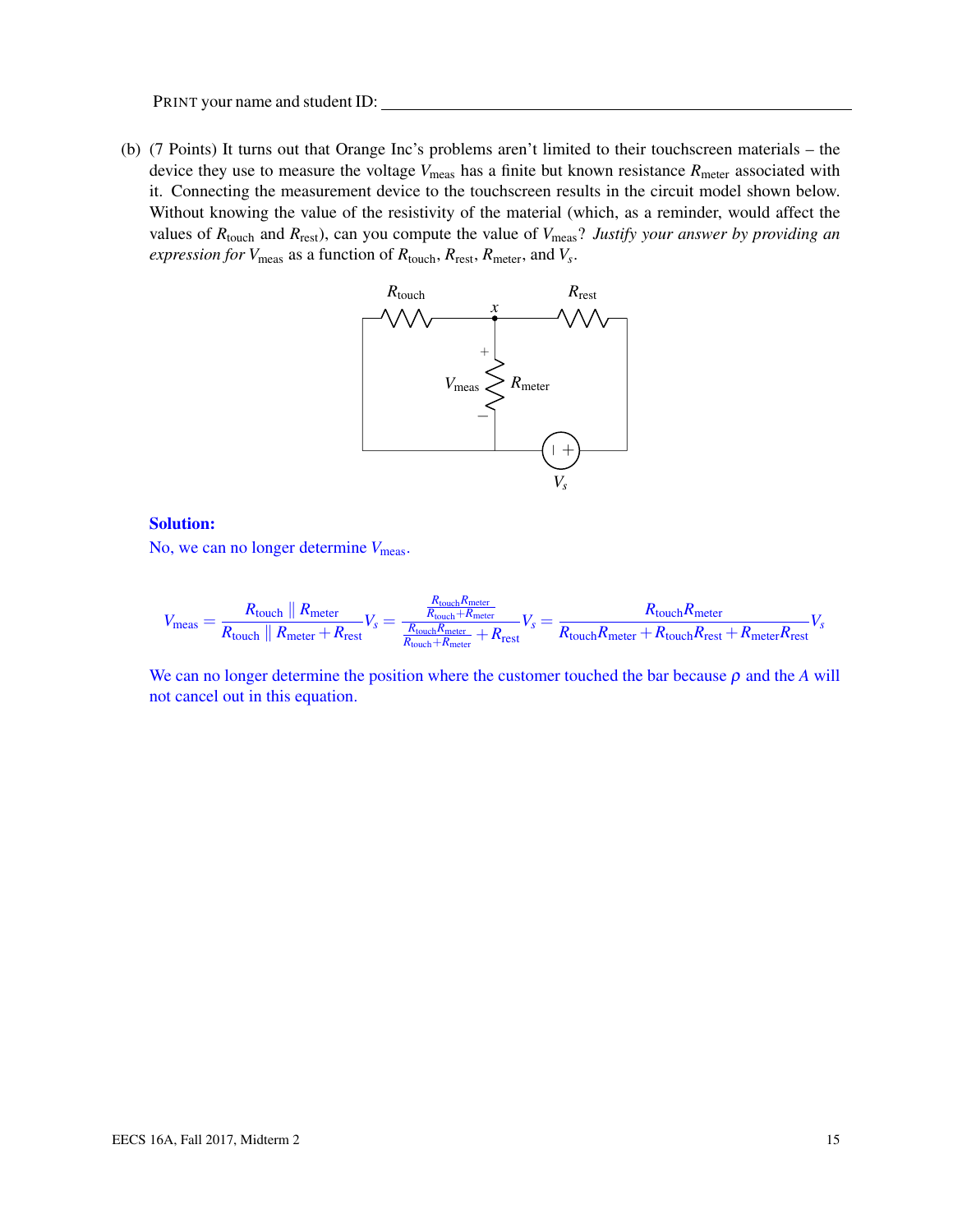PRINT your name and student ID: ______________________________

(b) (7 Points) It turns out that Orange Inc's problems aren't limited to their touchscreen materials – the device they use to measure the voltage $V_{\text{meas}}$ has a finite but known resistance $R_{\text{meter}}$ associated with it. Connecting the measurement device to the touchscreen results in the circuit model shown below. Without knowing the value of the resistivity of the material (which, as a reminder, would affect the values of $R_{\text{touch}}$ and $R_{\text{rest}}$), can you compute the value of $V_{\text{meas}}$? *Justify your answer by providing an expression for* $V_{\text{meas}}$ as a function of $R_{\text{touch}}$, $R_{\text{rest}}$, $R_{\text{meter}}$, and $V_s$.

**Solution:**

No, we can no longer determine $V_{\text{meas}}$.

$$V_{\text{meas}} = \frac{R_{\text{touch}} \parallel R_{\text{meter}}}{R_{\text{touch}} \parallel R_{\text{meter}} + R_{\text{rest}}} V_s = \frac{\frac{R_{\text{touch}} R_{\text{meter}}}{R_{\text{touch}} + R_{\text{meter}}}}{\frac{R_{\text{touch}} R_{\text{meter}}}{R_{\text{touch}} + R_{\text{meter}}} + R_{\text{rest}}} V_s = \frac{R_{\text{touch}} R_{\text{meter}}}{R_{\text{touch}} R_{\text{meter}} + R_{\text{touch}} R_{\text{rest}} + R_{\text{meter}} R_{\text{rest}}} V_s$$

We can no longer determine the position where the customer touched the bar because $\rho$ and the $A$ will not cancel out in this equation.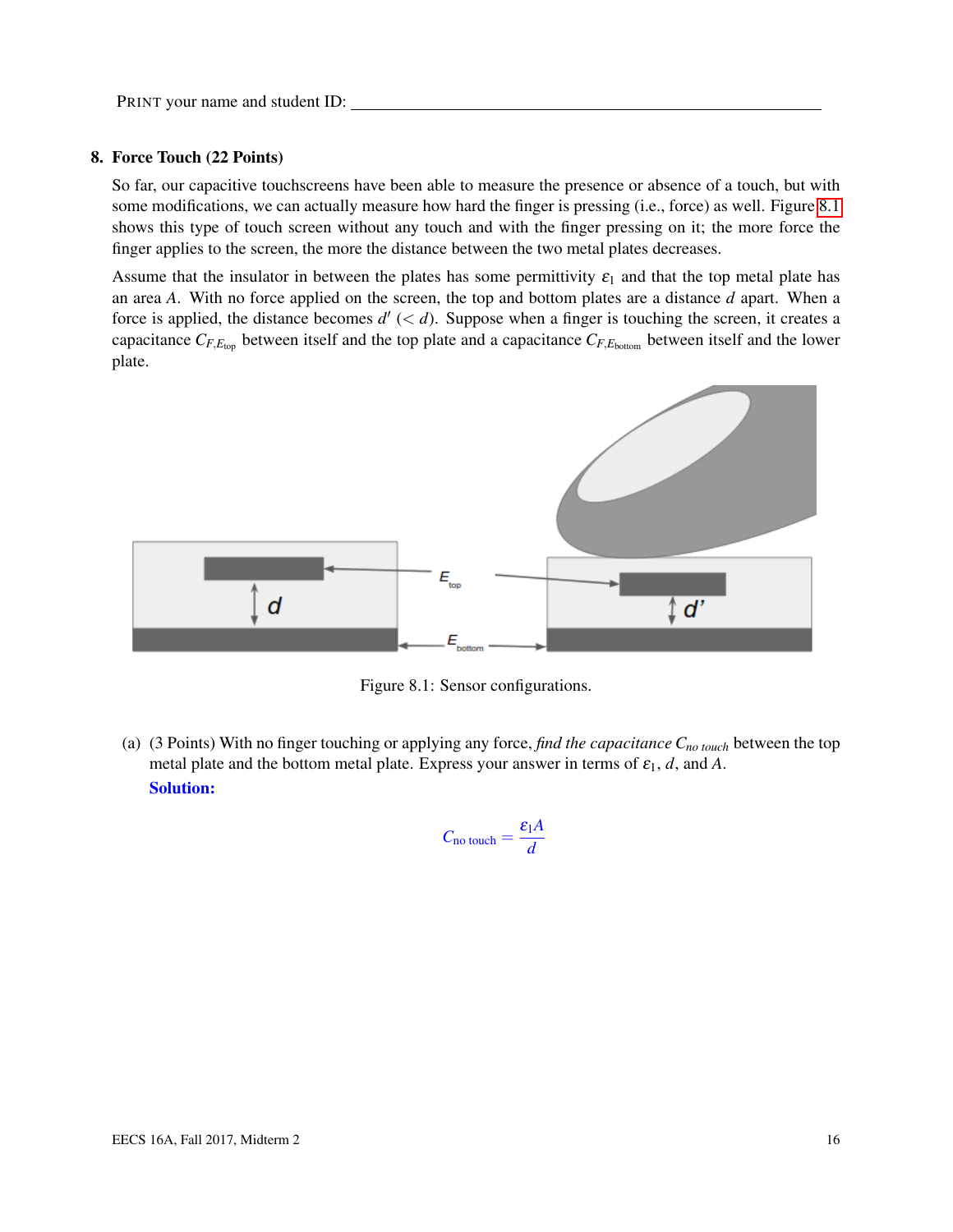PRINT your name and student ID: ________________________________

## 8. Force Touch (22 Points)

So far, our capacitive touchscreens have been able to measure the presence or absence of a touch, but with some modifications, we can actually measure how hard the finger is pressing (i.e., force) as well. Figure 8.1 shows this type of touch screen without any touch and with the finger pressing on it; the more force the finger applies to the screen, the more the distance between the two metal plates decreases.

Assume that the insulator in between the plates has some permittivity $\varepsilon_1$ and that the top metal plate has an area $A$. With no force applied on the screen, the top and bottom plates are a distance $d$ apart. When a force is applied, the distance becomes $d'$ ($< d$). Suppose when a finger is touching the screen, it creates a capacitance $C_{F,E_{\text{top}}}$ between itself and the top plate and a capacitance $C_{F,E_{\text{bottom}}}$ between itself and the lower plate.

Figure 8.1: Sensor configurations.

(a) (3 Points) With no finger touching or applying any force, *find the capacitance* $C_{no\ touch}$ between the top metal plate and the bottom metal plate. Express your answer in terms of $\varepsilon_1$, $d$, and $A$.

**Solution:**

$$C_{\text{no touch}} = \frac{\varepsilon_1 A}{d}$$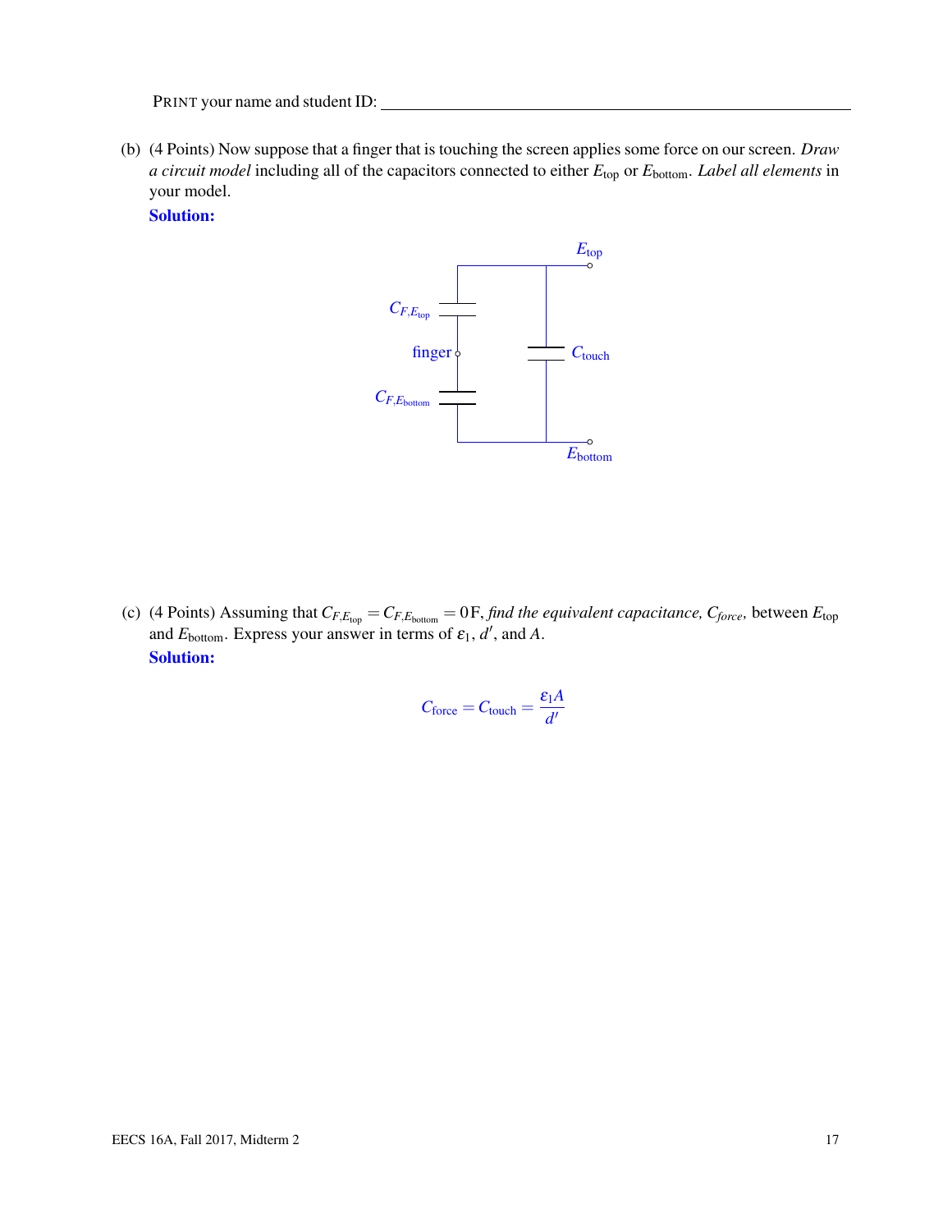PRINT your name and student ID: ____________________

(b) (4 Points) Now suppose that a finger that is touching the screen applies some force on our screen. *Draw a circuit model* including all of the capacitors connected to either $E_{\text{top}}$ or $E_{\text{bottom}}$. *Label all elements* in your model.

**Solution:**

$E_{\text{top}}$

$C_{F,E_{\text{top}}}$

finger

$C_{\text{touch}}$

$C_{F,E_{\text{bottom}}}$

$E_{\text{bottom}}$

(c) (4 Points) Assuming that $C_{F,E_{\text{top}}} = C_{F,E_{\text{bottom}}} = 0\,\text{F}$, *find the equivalent capacitance,* $C_{force}$, between $E_{\text{top}}$ and $E_{\text{bottom}}$. Express your answer in terms of $\varepsilon_1$, $d'$, and $A$.

**Solution:**

$$C_{\text{force}} = C_{\text{touch}} = \frac{\varepsilon_1 A}{d'}$$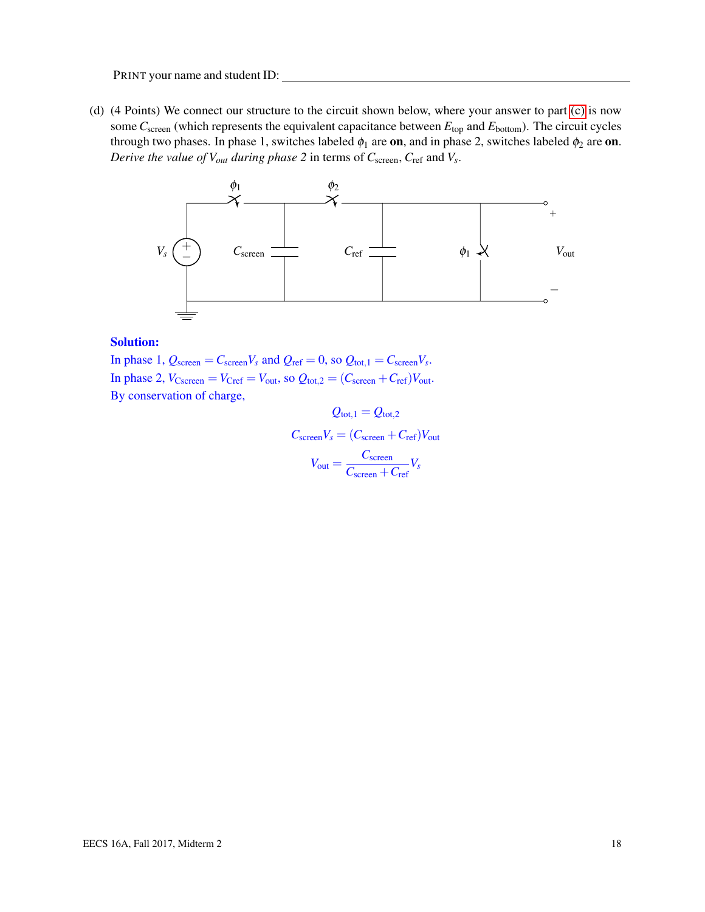PRINT your name and student ID: ______________________________

(d) (4 Points) We connect our structure to the circuit shown below, where your answer to part (c) is now some $C_{\text{screen}}$ (which represents the equivalent capacitance between $E_{\text{top}}$ and $E_{\text{bottom}}$). The circuit cycles through two phases. In phase 1, switches labeled $\phi_1$ are **on**, and in phase 2, switches labeled $\phi_2$ are **on**. *Derive the value of $V_{out}$ during phase 2* in terms of $C_{\text{screen}}$, $C_{\text{ref}}$ and $V_s$.

**Solution:**

In phase 1, $Q_{\text{screen}} = C_{\text{screen}} V_s$ and $Q_{\text{ref}} = 0$, so $Q_{\text{tot},1} = C_{\text{screen}} V_s$.

In phase 2, $V_{C\text{screen}} = V_{C\text{ref}} = V_{\text{out}}$, so $Q_{\text{tot},2} = (C_{\text{screen}} + C_{\text{ref}}) V_{\text{out}}$.

By conservation of charge,

$$Q_{\text{tot},1} = Q_{\text{tot},2}$$

$$C_{\text{screen}} V_s = (C_{\text{screen}} + C_{\text{ref}}) V_{\text{out}}$$

$$V_{\text{out}} = \frac{C_{\text{screen}}}{C_{\text{screen}} + C_{\text{ref}}} V_s$$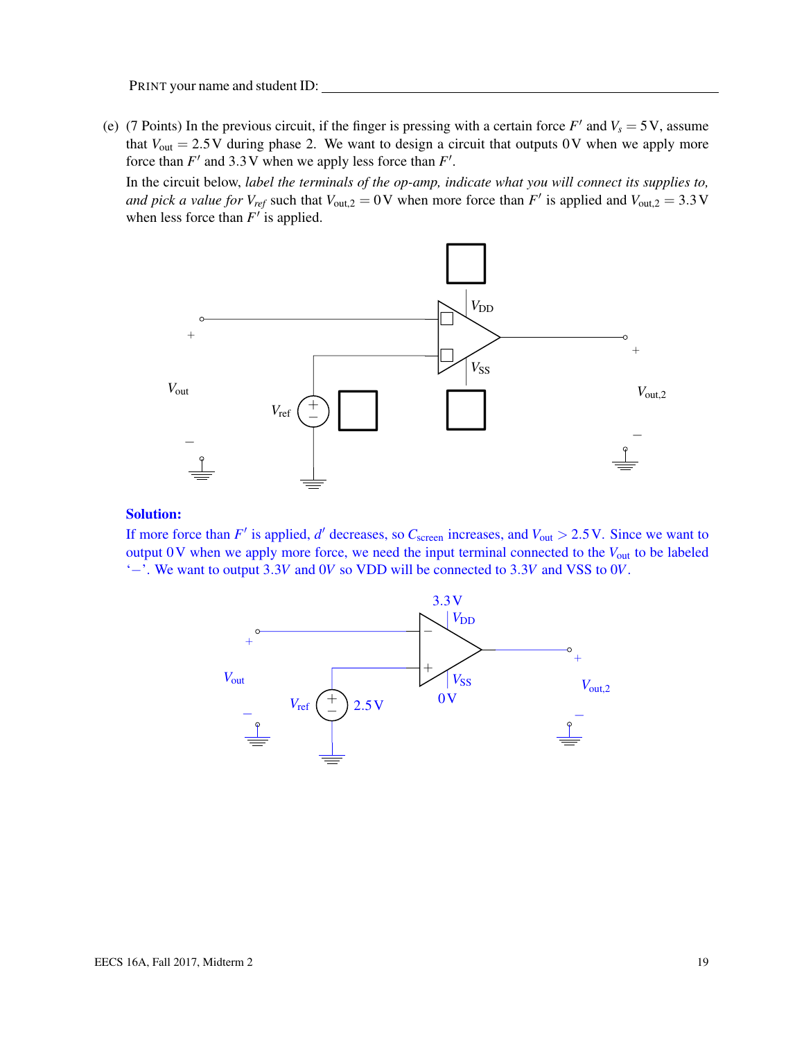PRINT your name and student ID: ________________________________

(e) (7 Points) In the previous circuit, if the finger is pressing with a certain force $F'$ and $V_s = 5\,\text{V}$, assume that $V_{\text{out}} = 2.5\,\text{V}$ during phase 2. We want to design a circuit that outputs $0\,\text{V}$ when we apply more force than $F'$ and $3.3\,\text{V}$ when we apply less force than $F'$.

In the circuit below, *label the terminals of the op-amp, indicate what you will connect its supplies to, and pick a value for $V_{ref}$* such that $V_{\text{out,2}} = 0\,\text{V}$ when more force than $F'$ is applied and $V_{\text{out,2}} = 3.3\,\text{V}$ when less force than $F'$ is applied.

**Solution:**

If more force than $F'$ is applied, $d'$ decreases, so $C_{\text{screen}}$ increases, and $V_{\text{out}} > 2.5\,\text{V}$. Since we want to output $0\,\text{V}$ when we apply more force, we need the input terminal connected to the $V_{\text{out}}$ to be labeled '$-$'. We want to output $3.3V$ and $0V$ so VDD will be connected to $3.3V$ and VSS to $0V$.

Solution circuit: the $V_{\text{out}}$ input connects to the op-amp's $-$ terminal, $V_{\text{ref}} = 2.5\,\text{V}$ connects to the $+$ terminal, $V_{\text{DD}} = 3.3\,\text{V}$, and $V_{\text{SS}} = 0\,\text{V}$; the op-amp output is $V_{\text{out,2}}$.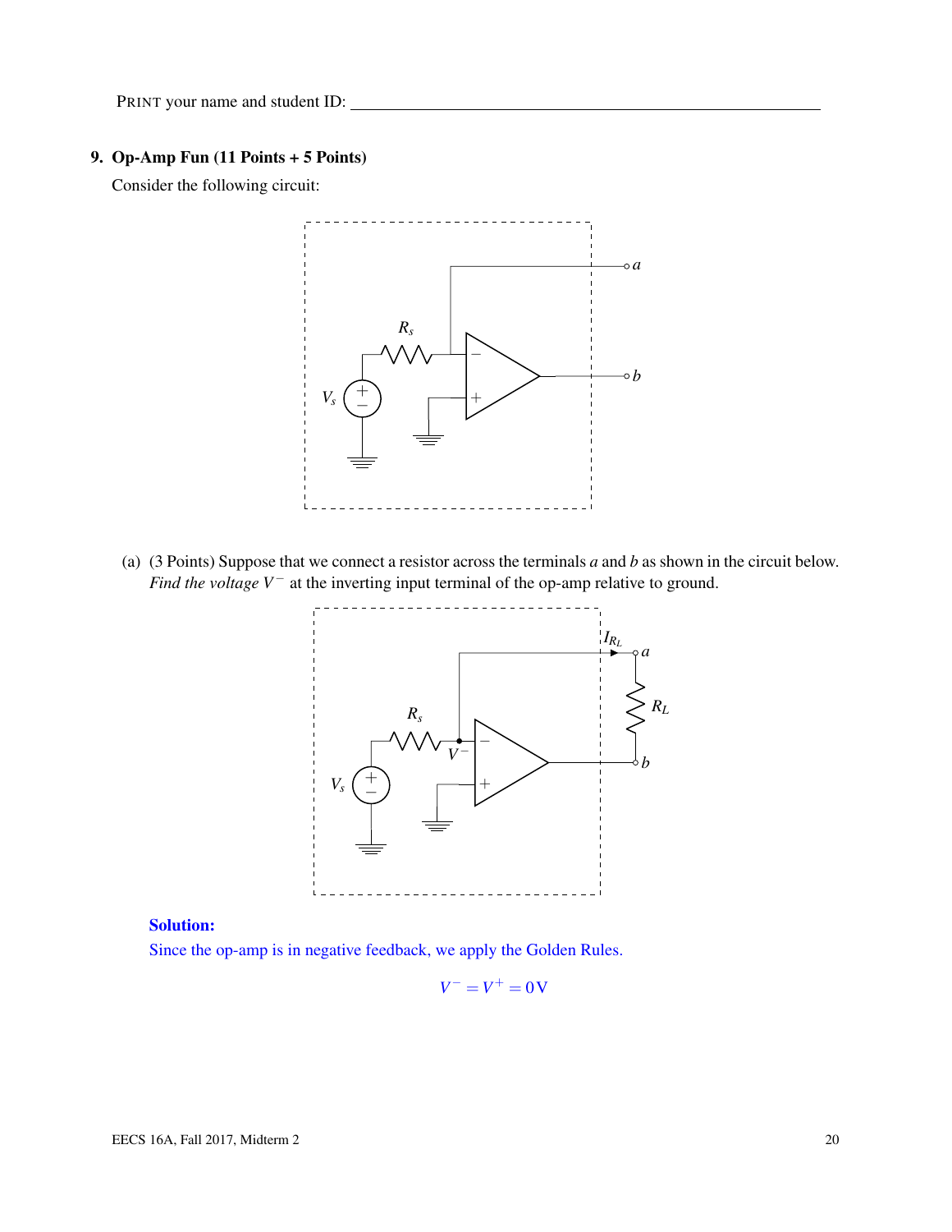PRINT your name and student ID: ____________________________________________

## 9. Op-Amp Fun (11 Points + 5 Points)

Consider the following circuit:

(a) (3 Points) Suppose that we connect a resistor across the terminals $a$ and $b$ as shown in the circuit below. *Find the voltage* $V^-$ at the inverting input terminal of the op-amp relative to ground.

**Solution:**

Since the op-amp is in negative feedback, we apply the Golden Rules.

$$V^- = V^+ = 0\,\text{V}$$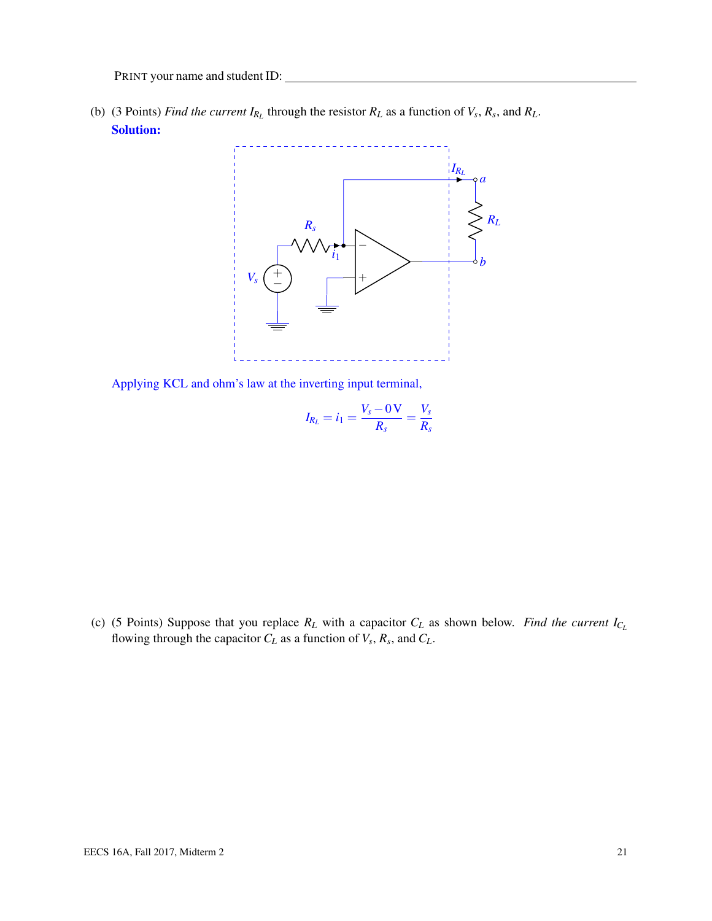PRINT your name and student ID: ______________________________

(b) (3 Points) *Find the current* $I_{R_L}$ through the resistor $R_L$ as a function of $V_s$, $R_s$, and $R_L$.

**Solution:**

Applying KCL and ohm's law at the inverting input terminal,

$$I_{R_L} = i_1 = \frac{V_s - 0\,\text{V}}{R_s} = \frac{V_s}{R_s}$$

(c) (5 Points) Suppose that you replace $R_L$ with a capacitor $C_L$ as shown below. *Find the current* $I_{C_L}$ flowing through the capacitor $C_L$ as a function of $V_s$, $R_s$, and $C_L$.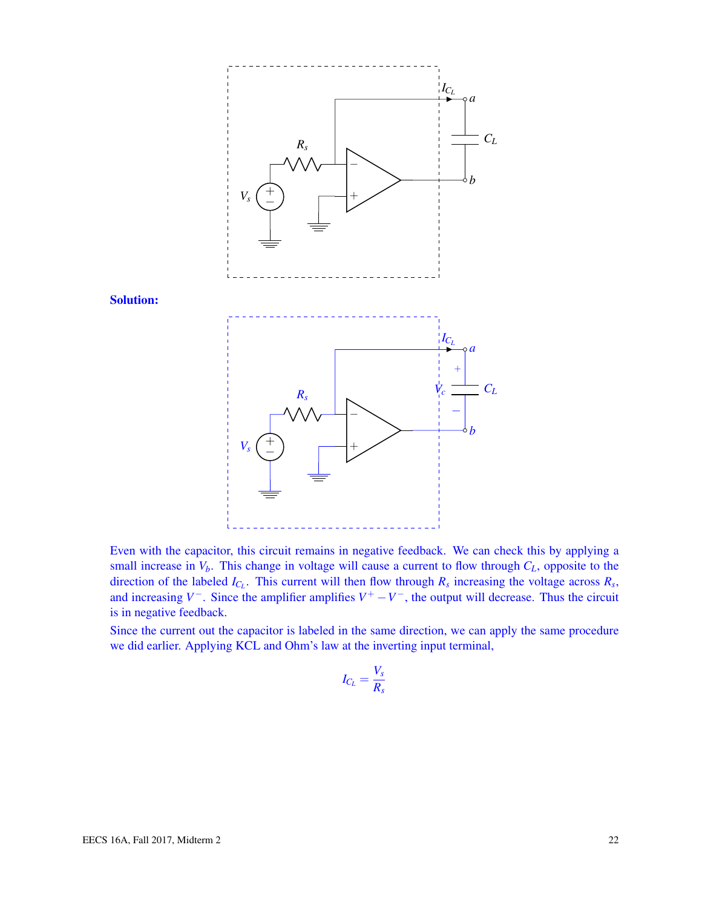**Solution:**

Even with the capacitor, this circuit remains in negative feedback. We can check this by applying a small increase in $V_b$. This change in voltage will cause a current to flow through $C_L$, opposite to the direction of the labeled $I_{C_L}$. This current will then flow through $R_s$ increasing the voltage across $R_s$, and increasing $V^-$. Since the amplifier amplifies $V^+ - V^-$, the output will decrease. Thus the circuit is in negative feedback.

Since the current out the capacitor is labeled in the same direction, we can apply the same procedure we did earlier. Applying KCL and Ohm's law at the inverting input terminal,

$$I_{C_L} = \frac{V_s}{R_s}$$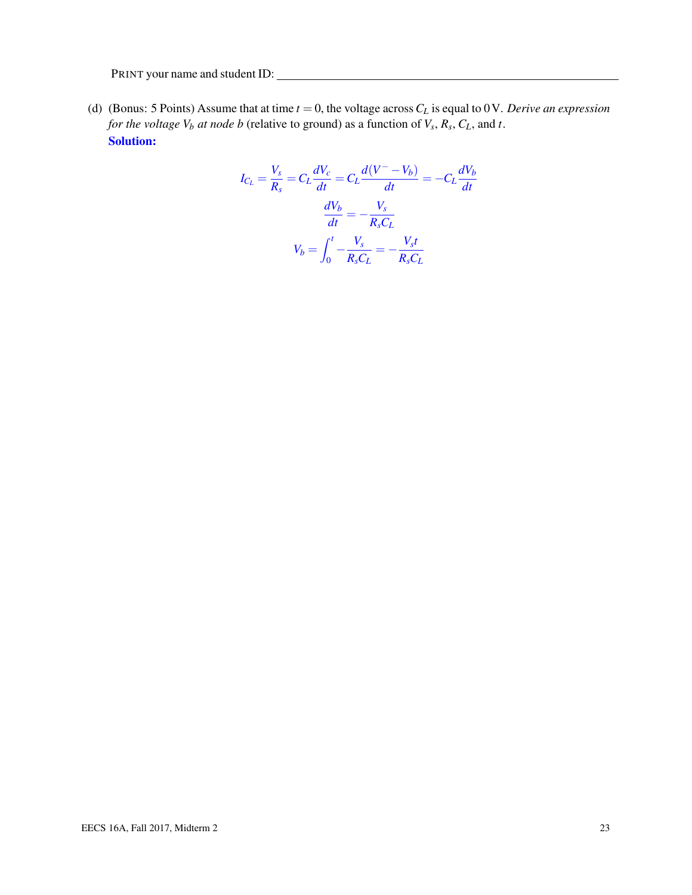PRINT your name and student ID: ____________________

(d) (Bonus: 5 Points) Assume that at time $t = 0$, the voltage across $C_L$ is equal to $0\,\text{V}$. *Derive an expression for the voltage $V_b$ at node b* (relative to ground) as a function of $V_s$, $R_s$, $C_L$, and $t$.

**Solution:**

$$I_{C_L} = \frac{V_s}{R_s} = C_L \frac{dV_c}{dt} = C_L \frac{d(V^- - V_b)}{dt} = -C_L \frac{dV_b}{dt}$$

$$\frac{dV_b}{dt} = -\frac{V_s}{R_s C_L}$$

$$V_b = \int_0^t -\frac{V_s}{R_s C_L} = -\frac{V_s t}{R_s C_L}$$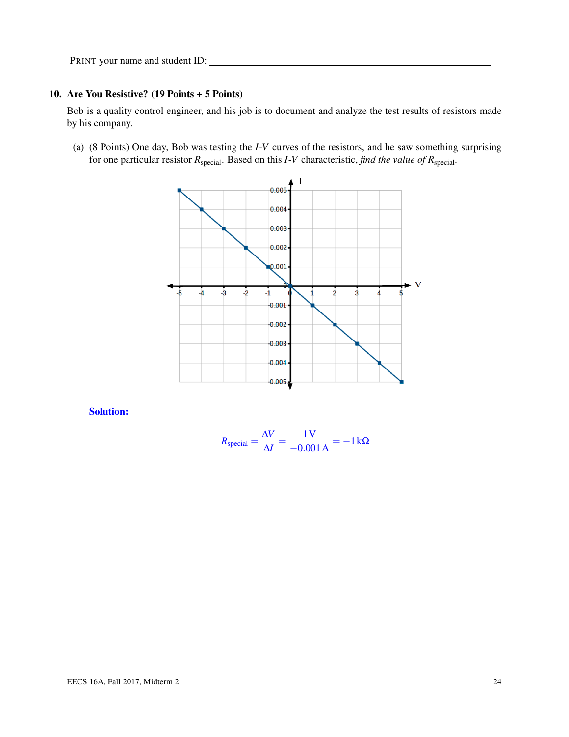PRINT your name and student ID: ______________________________

## 10. Are You Resistive? (19 Points + 5 Points)

Bob is a quality control engineer, and his job is to document and analyze the test results of resistors made by his company.

(a) (8 Points) One day, Bob was testing the *I*-*V* curves of the resistors, and he saw something surprising for one particular resistor $R_{\text{special}}$. Based on this *I*-*V* characteristic, *find the value of* $R_{\text{special}}$.

**Solution:**

$$R_{\text{special}} = \frac{\Delta V}{\Delta I} = \frac{1\,\text{V}}{-0.001\,\text{A}} = -1\,\text{k}\Omega$$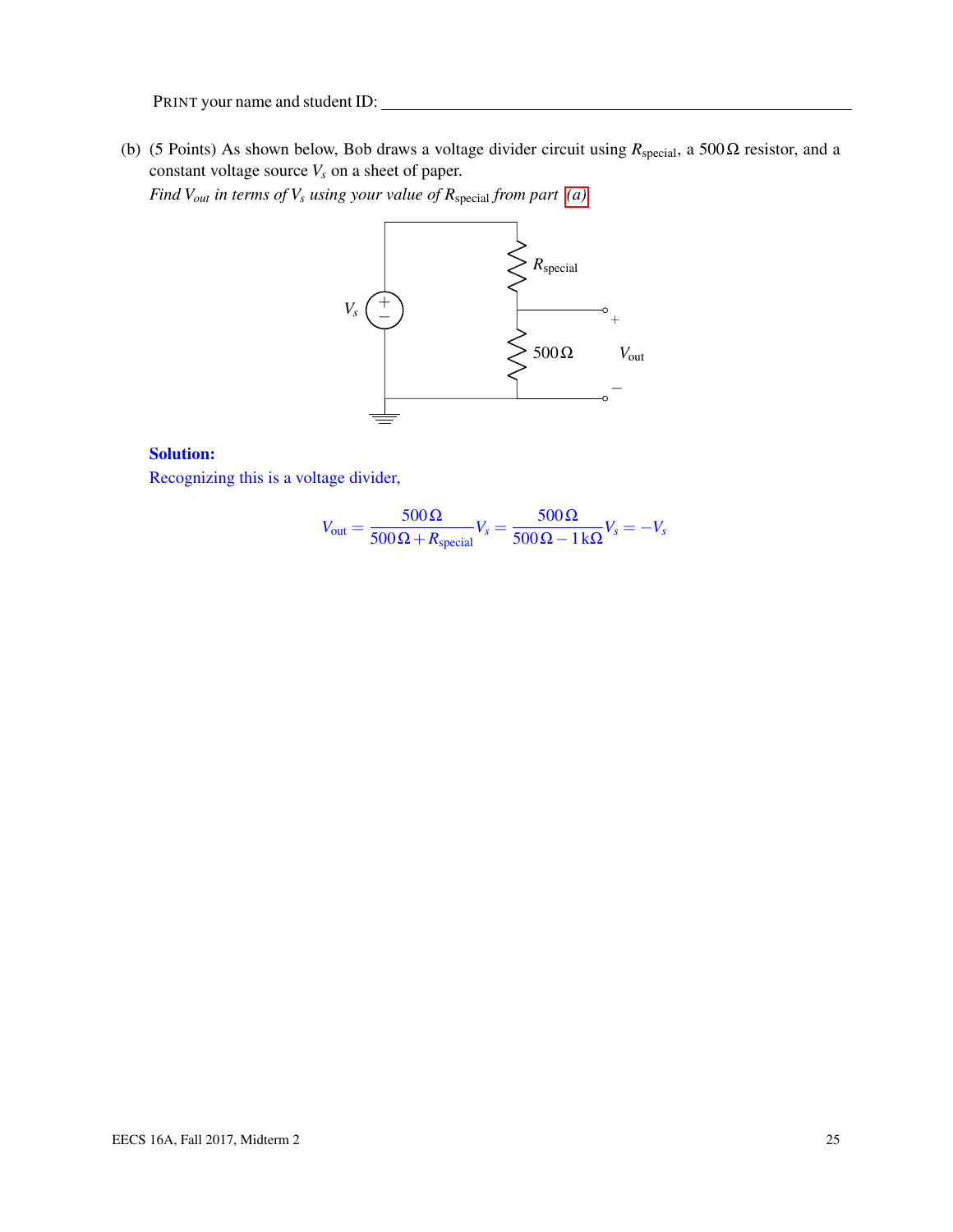PRINT your name and student ID: ________________________________

(b) (5 Points) As shown below, Bob draws a voltage divider circuit using $R_{\text{special}}$, a $500\,\Omega$ resistor, and a constant voltage source $V_s$ on a sheet of paper.

*Find $V_{out}$ in terms of $V_s$ using your value of $R_{\text{special}}$ from part (a)*

**Solution:**

Recognizing this is a voltage divider,

$$V_{\text{out}} = \frac{500\,\Omega}{500\,\Omega + R_{\text{special}}} V_s = \frac{500\,\Omega}{500\,\Omega - 1\,\text{k}\Omega} V_s = -V_s$$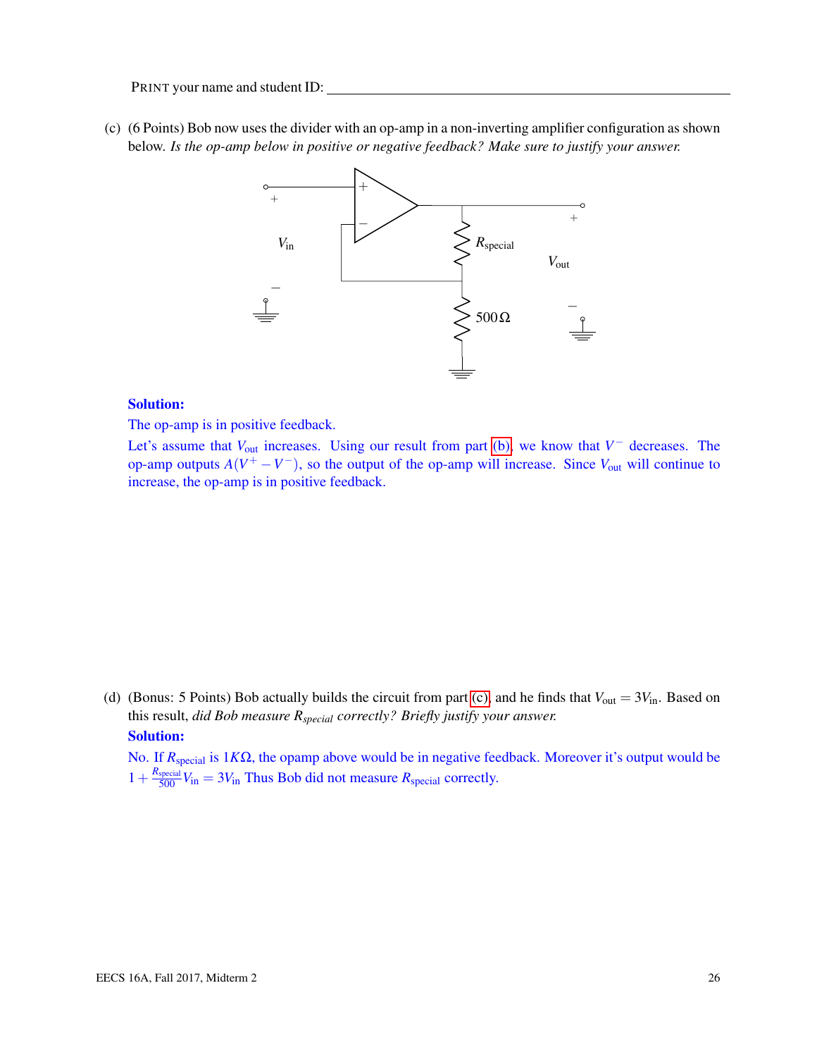PRINT your name and student ID: ______________________________

(c) (6 Points) Bob now uses the divider with an op-amp in a non-inverting amplifier configuration as shown below. *Is the op-amp below in positive or negative feedback? Make sure to justify your answer.*

+

$V_{in}$

−

+

−

$R_{special}$

$500\,\Omega$

+

$V_{out}$

−

**Solution:**

The op-amp is in positive feedback.

Let's assume that $V_{out}$ increases. Using our result from part (b), we know that $V^-$ decreases. The op-amp outputs $A(V^+ - V^-)$, so the output of the op-amp will increase. Since $V_{out}$ will continue to increase, the op-amp is in positive feedback.

(d) (Bonus: 5 Points) Bob actually builds the circuit from part (c), and he finds that $V_{out} = 3V_{in}$. Based on this result, *did Bob measure $R_{special}$ correctly? Briefly justify your answer.*

**Solution:**

No. If $R_{special}$ is $1K\Omega$, the opamp above would be in negative feedback. Moreover it's output would be $1 + \frac{R_{special}}{500} V_{in} = 3V_{in}$ Thus Bob did not measure $R_{special}$ correctly.